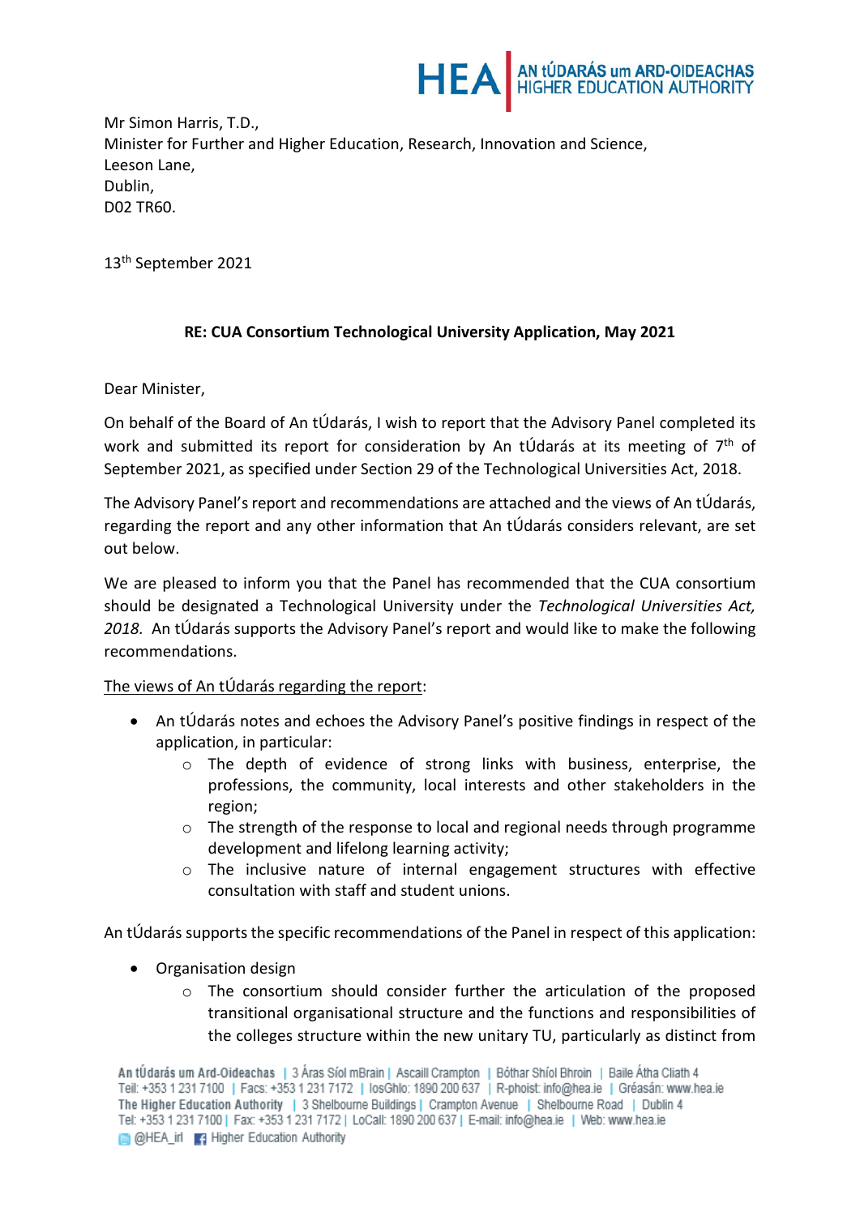Mr Simon Harris, T.D.,
Minister for Further and Higher Education, Research, Innovation and Science,
Leeson Lane,
Dublin,
D02 TR60.

13th September 2021

**RE: CUA Consortium Technological University Application, May 2021**

Dear Minister,

On behalf of the Board of An tÚdarás, I wish to report that the Advisory Panel completed its work and submitted its report for consideration by An tÚdarás at its meeting of 7th of September 2021, as specified under Section 29 of the Technological Universities Act, 2018.

The Advisory Panel's report and recommendations are attached and the views of An tÚdarás, regarding the report and any other information that An tÚdarás considers relevant, are set out below.

We are pleased to inform you that the Panel has recommended that the CUA consortium should be designated a Technological University under the *Technological Universities Act, 2018*. An tÚdarás supports the Advisory Panel's report and would like to make the following recommendations.

The views of An tÚdarás regarding the report:

- An tÚdarás notes and echoes the Advisory Panel's positive findings in respect of the application, in particular:
    - The depth of evidence of strong links with business, enterprise, the professions, the community, local interests and other stakeholders in the region;
    - The strength of the response to local and regional needs through programme development and lifelong learning activity;
    - The inclusive nature of internal engagement structures with effective consultation with staff and student unions.

An tÚdarás supports the specific recommendations of the Panel in respect of this application:

- Organisation design
    - The consortium should consider further the articulation of the proposed transitional organisational structure and the functions and responsibilities of the colleges structure within the new unitary TU, particularly as distinct from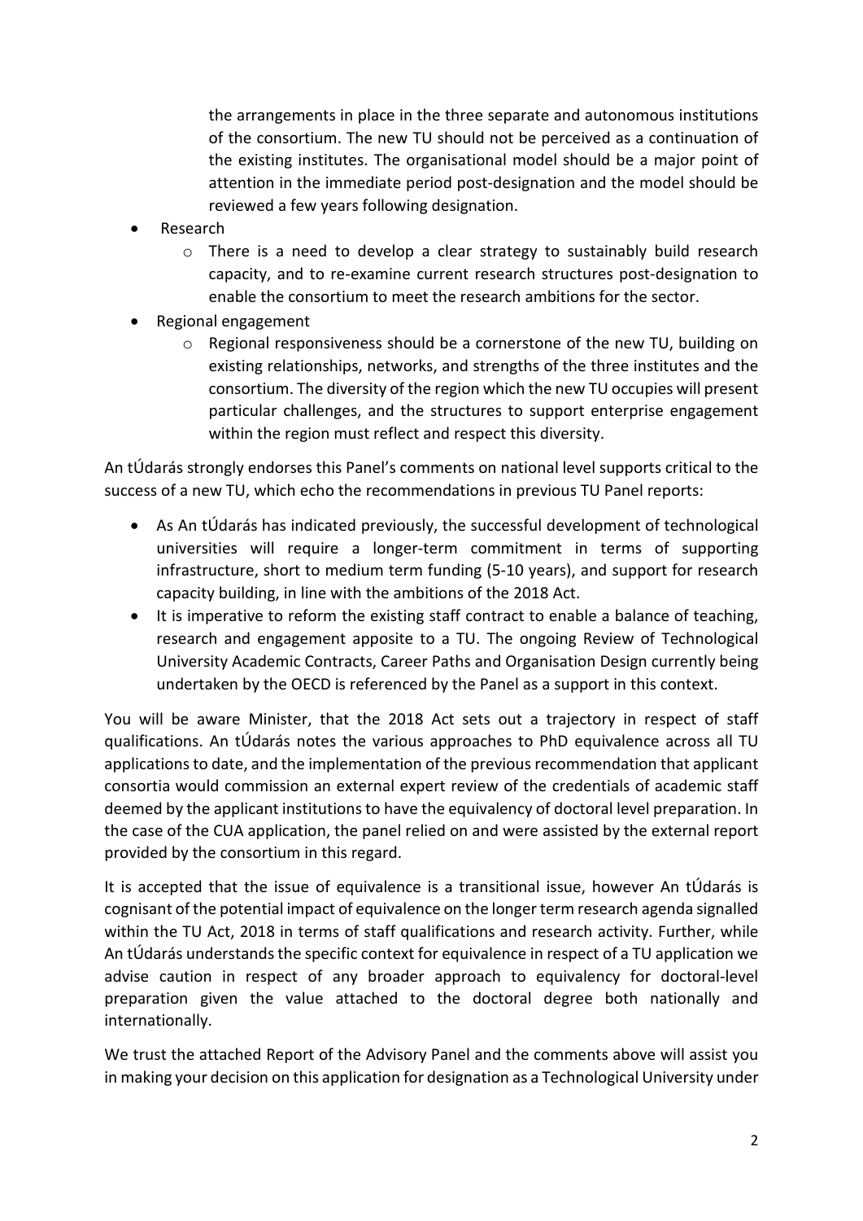the arrangements in place in the three separate and autonomous institutions of the consortium. The new TU should not be perceived as a continuation of the existing institutes. The organisational model should be a major point of attention in the immediate period post-designation and the model should be reviewed a few years following designation.

- Research
  - There is a need to develop a clear strategy to sustainably build research capacity, and to re-examine current research structures post-designation to enable the consortium to meet the research ambitions for the sector.
- Regional engagement
  - Regional responsiveness should be a cornerstone of the new TU, building on existing relationships, networks, and strengths of the three institutes and the consortium. The diversity of the region which the new TU occupies will present particular challenges, and the structures to support enterprise engagement within the region must reflect and respect this diversity.

An tÚdarás strongly endorses this Panel's comments on national level supports critical to the success of a new TU, which echo the recommendations in previous TU Panel reports:

- As An tÚdarás has indicated previously, the successful development of technological universities will require a longer-term commitment in terms of supporting infrastructure, short to medium term funding (5-10 years), and support for research capacity building, in line with the ambitions of the 2018 Act.
- It is imperative to reform the existing staff contract to enable a balance of teaching, research and engagement apposite to a TU. The ongoing Review of Technological University Academic Contracts, Career Paths and Organisation Design currently being undertaken by the OECD is referenced by the Panel as a support in this context.

You will be aware Minister, that the 2018 Act sets out a trajectory in respect of staff qualifications. An tÚdarás notes the various approaches to PhD equivalence across all TU applications to date, and the implementation of the previous recommendation that applicant consortia would commission an external expert review of the credentials of academic staff deemed by the applicant institutions to have the equivalency of doctoral level preparation. In the case of the CUA application, the panel relied on and were assisted by the external report provided by the consortium in this regard.

It is accepted that the issue of equivalence is a transitional issue, however An tÚdarás is cognisant of the potential impact of equivalence on the longer term research agenda signalled within the TU Act, 2018 in terms of staff qualifications and research activity. Further, while An tÚdarás understands the specific context for equivalence in respect of a TU application we advise caution in respect of any broader approach to equivalency for doctoral-level preparation given the value attached to the doctoral degree both nationally and internationally.

We trust the attached Report of the Advisory Panel and the comments above will assist you in making your decision on this application for designation as a Technological University under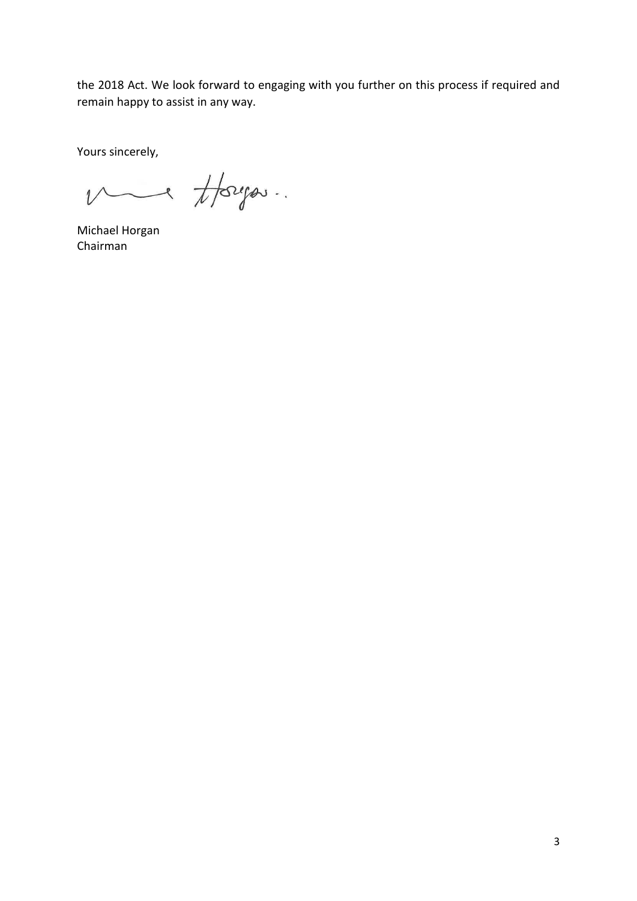the 2018 Act. We look forward to engaging with you further on this process if required and remain happy to assist in any way.

Yours sincerely,

Michael Horgan
Chairman